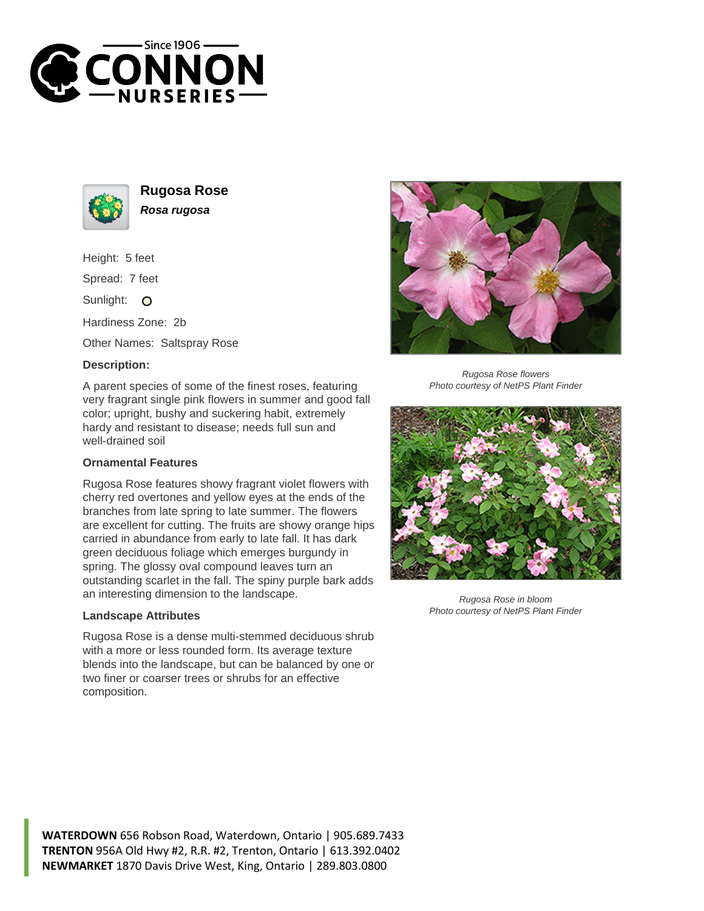# Rugosa Rose

***Rosa rugosa***

Height: 5 feet

Spread: 7 feet

Sunlight: O

Hardiness Zone: 2b

Other Names: Saltspray Rose

**Description:**

A parent species of some of the finest roses, featuring very fragrant single pink flowers in summer and good fall color; upright, bushy and suckering habit, extremely hardy and resistant to disease; needs full sun and well-drained soil

### Ornamental Features

Rugosa Rose features showy fragrant violet flowers with cherry red overtones and yellow eyes at the ends of the branches from late spring to late summer. The flowers are excellent for cutting. The fruits are showy orange hips carried in abundance from early to late fall. It has dark green deciduous foliage which emerges burgundy in spring. The glossy oval compound leaves turn an outstanding scarlet in the fall. The spiny purple bark adds an interesting dimension to the landscape.

### Landscape Attributes

Rugosa Rose is a dense multi-stemmed deciduous shrub with a more or less rounded form. Its average texture blends into the landscape, but can be balanced by one or two finer or coarser trees or shrubs for an effective composition.

*Rugosa Rose flowers*
*Photo courtesy of NetPS Plant Finder*

*Rugosa Rose in bloom*
*Photo courtesy of NetPS Plant Finder*

**WATERDOWN** 656 Robson Road, Waterdown, Ontario | 905.689.7433
**TRENTON** 956A Old Hwy #2, R.R. #2, Trenton, Ontario | 613.392.0402
**NEWMARKET** 1870 Davis Drive West, King, Ontario | 289.803.0800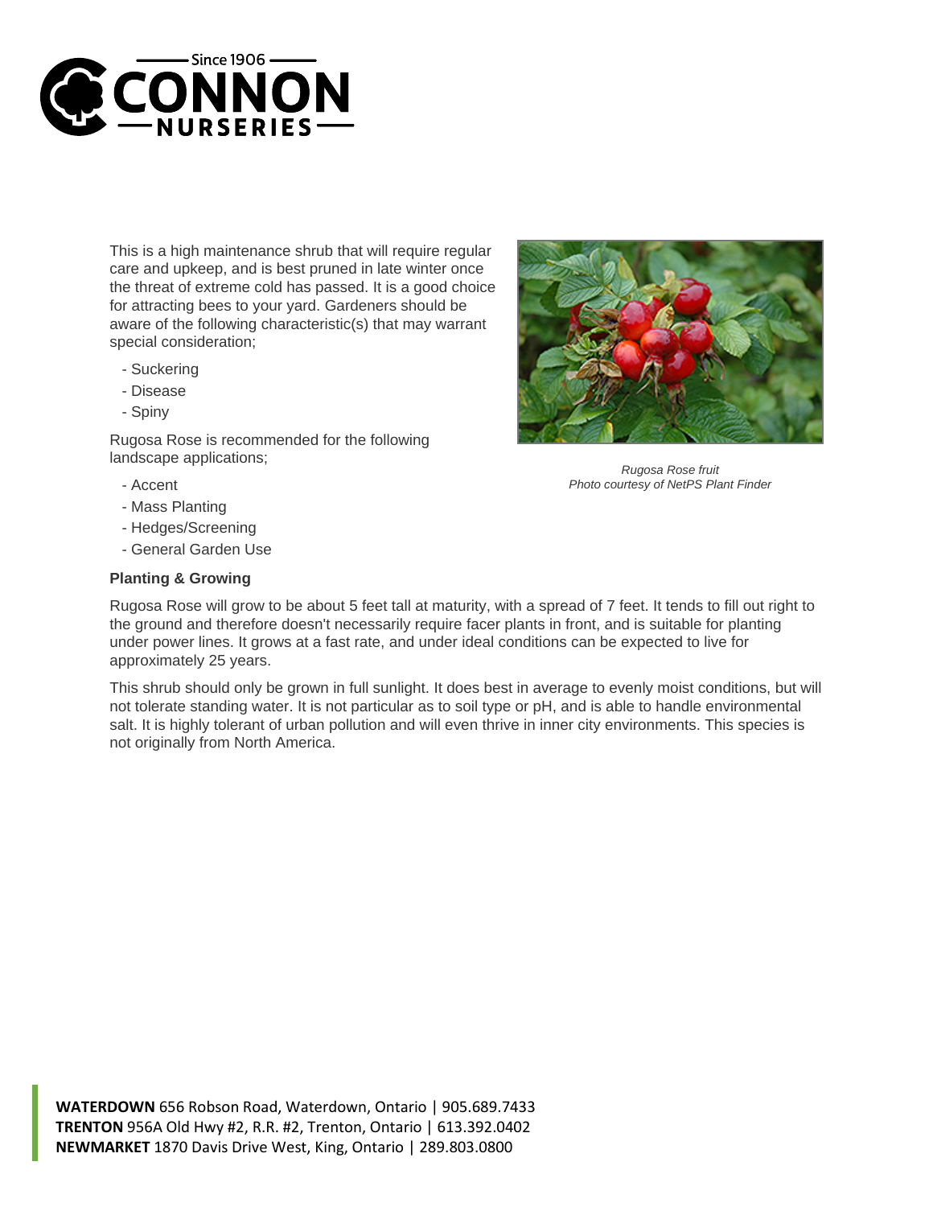This is a high maintenance shrub that will require regular care and upkeep, and is best pruned in late winter once the threat of extreme cold has passed. It is a good choice for attracting bees to your yard. Gardeners should be aware of the following characteristic(s) that may warrant special consideration;

- Suckering
- Disease
- Spiny

Rugosa Rose is recommended for the following landscape applications;

- Accent
- Mass Planting
- Hedges/Screening
- General Garden Use

*Rugosa Rose fruit*
*Photo courtesy of NetPS Plant Finder*

**Planting & Growing**

Rugosa Rose will grow to be about 5 feet tall at maturity, with a spread of 7 feet. It tends to fill out right to the ground and therefore doesn't necessarily require facer plants in front, and is suitable for planting under power lines. It grows at a fast rate, and under ideal conditions can be expected to live for approximately 25 years.

This shrub should only be grown in full sunlight. It does best in average to evenly moist conditions, but will not tolerate standing water. It is not particular as to soil type or pH, and is able to handle environmental salt. It is highly tolerant of urban pollution and will even thrive in inner city environments. This species is not originally from North America.